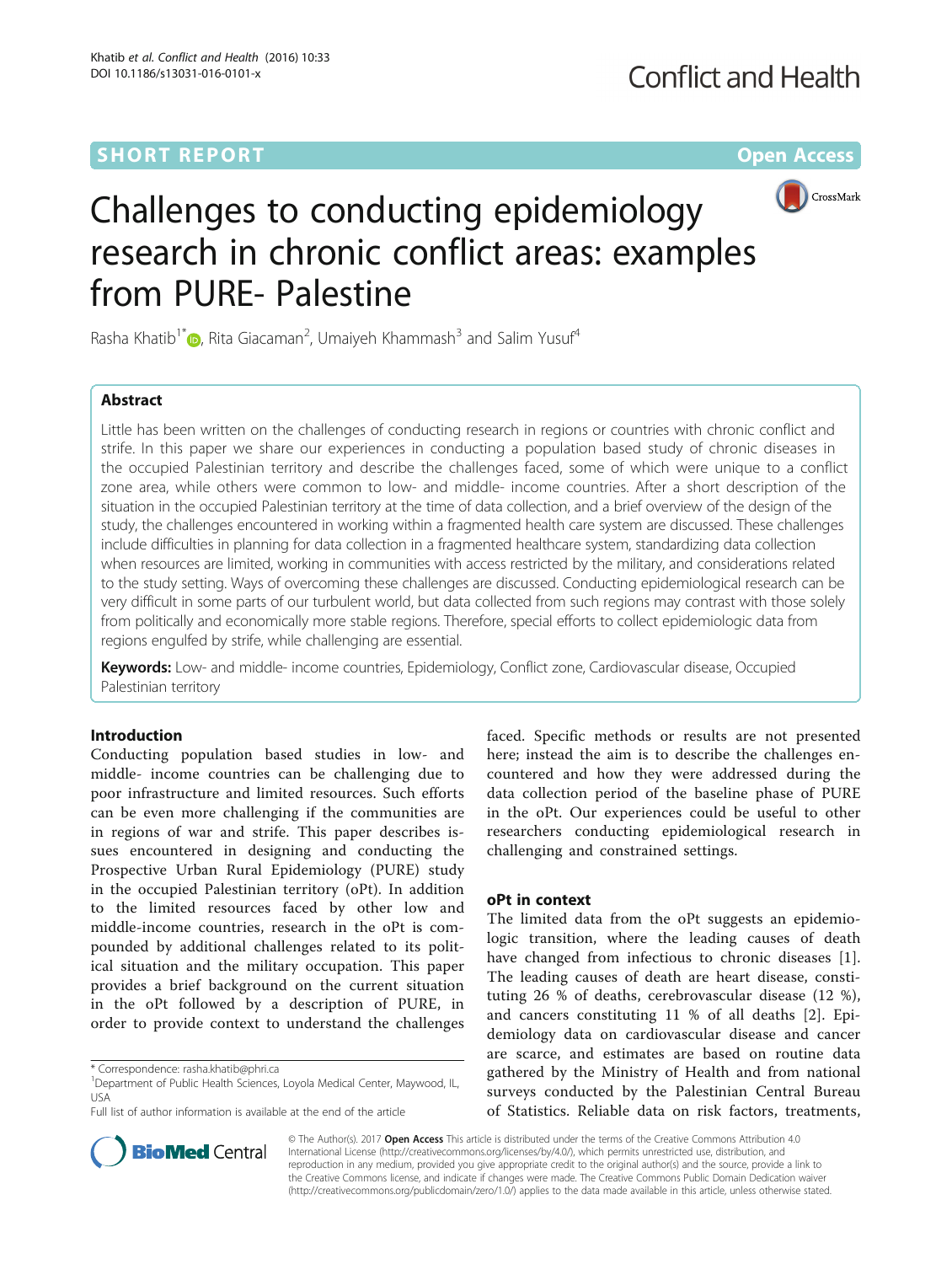SHORT REPORT

Open Access

# Challenges to conducting epidemiology research in chronic conflict areas: examples from PURE- Palestine

Rasha Khatib[1*], Rita Giacaman[2], Umaiyeh Khammash[3] and Salim Yusuf[4]

## Abstract

Little has been written on the challenges of conducting research in regions or countries with chronic conflict and strife. In this paper we share our experiences in conducting a population based study of chronic diseases in the occupied Palestinian territory and describe the challenges faced, some of which were unique to a conflict zone area, while others were common to low- and middle- income countries. After a short description of the situation in the occupied Palestinian territory at the time of data collection, and a brief overview of the design of the study, the challenges encountered in working within a fragmented health care system are discussed. These challenges include difficulties in planning for data collection in a fragmented healthcare system, standardizing data collection when resources are limited, working in communities with access restricted by the military, and considerations related to the study setting. Ways of overcoming these challenges are discussed. Conducting epidemiological research can be very difficult in some parts of our turbulent world, but data collected from such regions may contrast with those solely from politically and economically more stable regions. Therefore, special efforts to collect epidemiologic data from regions engulfed by strife, while challenging are essential.

**Keywords:** Low- and middle- income countries, Epidemiology, Conflict zone, Cardiovascular disease, Occupied Palestinian territory

## Introduction

Conducting population based studies in low- and middle- income countries can be challenging due to poor infrastructure and limited resources. Such efforts can be even more challenging if the communities are in regions of war and strife. This paper describes issues encountered in designing and conducting the Prospective Urban Rural Epidemiology (PURE) study in the occupied Palestinian territory (oPt). In addition to the limited resources faced by other low and middle-income countries, research in the oPt is compounded by additional challenges related to its political situation and the military occupation. This paper provides a brief background on the current situation in the oPt followed by a description of PURE, in order to provide context to understand the challenges faced. Specific methods or results are not presented here; instead the aim is to describe the challenges encountered and how they were addressed during the data collection period of the baseline phase of PURE in the oPt. Our experiences could be useful to other researchers conducting epidemiological research in challenging and constrained settings.

## oPt in context

The limited data from the oPt suggests an epidemiologic transition, where the leading causes of death have changed from infectious to chronic diseases [1]. The leading causes of death are heart disease, constituting 26 % of deaths, cerebrovascular disease (12 %), and cancers constituting 11 % of all deaths [2]. Epidemiology data on cardiovascular disease and cancer are scarce, and estimates are based on routine data gathered by the Ministry of Health and from national surveys conducted by the Palestinian Central Bureau of Statistics. Reliable data on risk factors, treatments,

\* Correspondence: rasha.khatib@phri.ca

[1]Department of Public Health Sciences, Loyola Medical Center, Maywood, IL, USA

Full list of author information is available at the end of the article

© The Author(s). 2017 **Open Access** This article is distributed under the terms of the Creative Commons Attribution 4.0 International License (http://creativecommons.org/licenses/by/4.0/), which permits unrestricted use, distribution, and reproduction in any medium, provided you give appropriate credit to the original author(s) and the source, provide a link to the Creative Commons license, and indicate if changes were made. The Creative Commons Public Domain Dedication waiver (http://creativecommons.org/publicdomain/zero/1.0/) applies to the data made available in this article, unless otherwise stated.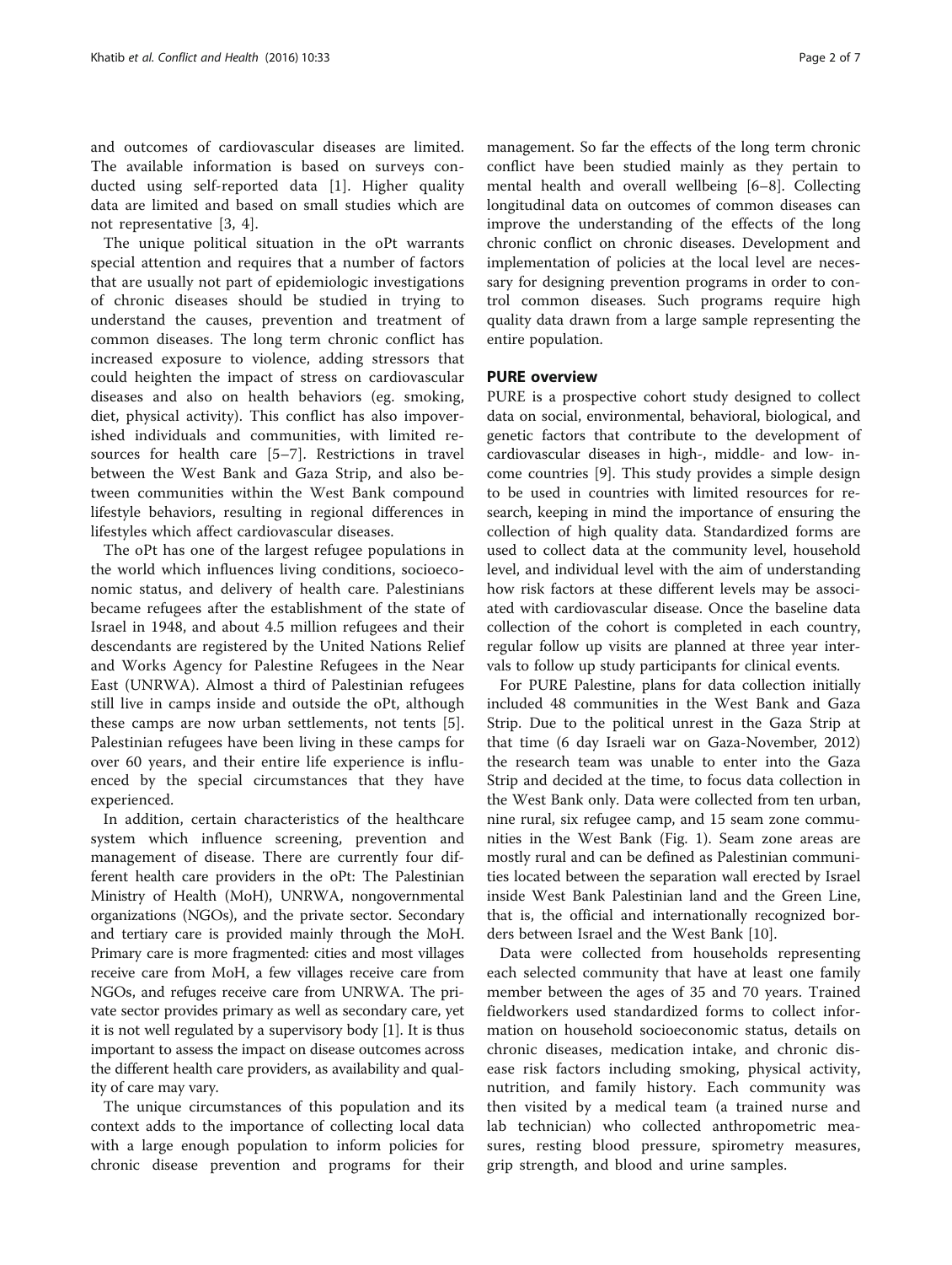and outcomes of cardiovascular diseases are limited. The available information is based on surveys conducted using self-reported data [1]. Higher quality data are limited and based on small studies which are not representative [3, 4].

The unique political situation in the oPt warrants special attention and requires that a number of factors that are usually not part of epidemiologic investigations of chronic diseases should be studied in trying to understand the causes, prevention and treatment of common diseases. The long term chronic conflict has increased exposure to violence, adding stressors that could heighten the impact of stress on cardiovascular diseases and also on health behaviors (eg. smoking, diet, physical activity). This conflict has also impoverished individuals and communities, with limited resources for health care [5–7]. Restrictions in travel between the West Bank and Gaza Strip, and also between communities within the West Bank compound lifestyle behaviors, resulting in regional differences in lifestyles which affect cardiovascular diseases.

The oPt has one of the largest refugee populations in the world which influences living conditions, socioeconomic status, and delivery of health care. Palestinians became refugees after the establishment of the state of Israel in 1948, and about 4.5 million refugees and their descendants are registered by the United Nations Relief and Works Agency for Palestine Refugees in the Near East (UNRWA). Almost a third of Palestinian refugees still live in camps inside and outside the oPt, although these camps are now urban settlements, not tents [5]. Palestinian refugees have been living in these camps for over 60 years, and their entire life experience is influenced by the special circumstances that they have experienced.

In addition, certain characteristics of the healthcare system which influence screening, prevention and management of disease. There are currently four different health care providers in the oPt: The Palestinian Ministry of Health (MoH), UNRWA, nongovernmental organizations (NGOs), and the private sector. Secondary and tertiary care is provided mainly through the MoH. Primary care is more fragmented: cities and most villages receive care from MoH, a few villages receive care from NGOs, and refuges receive care from UNRWA. The private sector provides primary as well as secondary care, yet it is not well regulated by a supervisory body [1]. It is thus important to assess the impact on disease outcomes across the different health care providers, as availability and quality of care may vary.

The unique circumstances of this population and its context adds to the importance of collecting local data with a large enough population to inform policies for chronic disease prevention and programs for their management. So far the effects of the long term chronic conflict have been studied mainly as they pertain to mental health and overall wellbeing [6–8]. Collecting longitudinal data on outcomes of common diseases can improve the understanding of the effects of the long chronic conflict on chronic diseases. Development and implementation of policies at the local level are necessary for designing prevention programs in order to control common diseases. Such programs require high quality data drawn from a large sample representing the entire population.

## PURE overview

PURE is a prospective cohort study designed to collect data on social, environmental, behavioral, biological, and genetic factors that contribute to the development of cardiovascular diseases in high-, middle- and low- income countries [9]. This study provides a simple design to be used in countries with limited resources for research, keeping in mind the importance of ensuring the collection of high quality data. Standardized forms are used to collect data at the community level, household level, and individual level with the aim of understanding how risk factors at these different levels may be associated with cardiovascular disease. Once the baseline data collection of the cohort is completed in each country, regular follow up visits are planned at three year intervals to follow up study participants for clinical events.

For PURE Palestine, plans for data collection initially included 48 communities in the West Bank and Gaza Strip. Due to the political unrest in the Gaza Strip at that time (6 day Israeli war on Gaza-November, 2012) the research team was unable to enter into the Gaza Strip and decided at the time, to focus data collection in the West Bank only. Data were collected from ten urban, nine rural, six refugee camp, and 15 seam zone communities in the West Bank (Fig. 1). Seam zone areas are mostly rural and can be defined as Palestinian communities located between the separation wall erected by Israel inside West Bank Palestinian land and the Green Line, that is, the official and internationally recognized borders between Israel and the West Bank [10].

Data were collected from households representing each selected community that have at least one family member between the ages of 35 and 70 years. Trained fieldworkers used standardized forms to collect information on household socioeconomic status, details on chronic diseases, medication intake, and chronic disease risk factors including smoking, physical activity, nutrition, and family history. Each community was then visited by a medical team (a trained nurse and lab technician) who collected anthropometric measures, resting blood pressure, spirometry measures, grip strength, and blood and urine samples.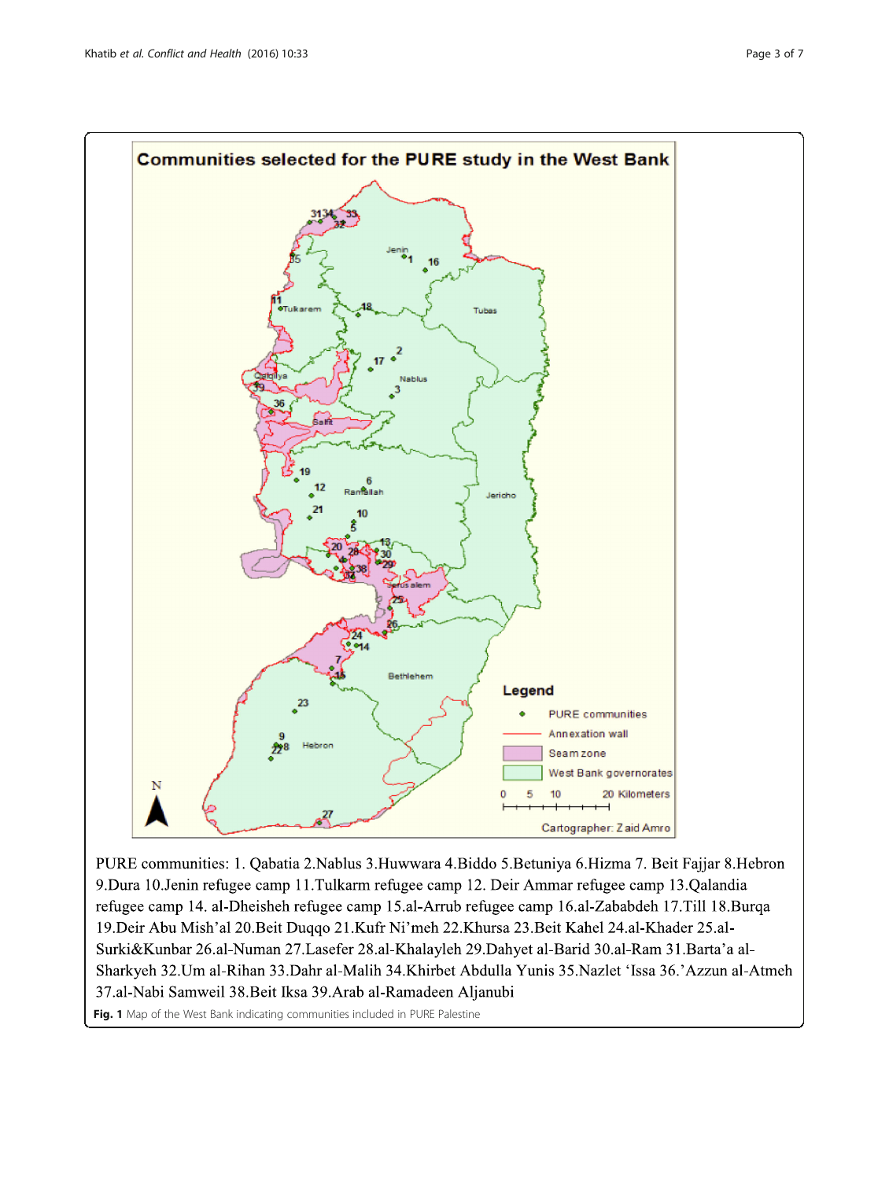PURE communities: 1. Qabatia 2.Nablus 3.Huwwara 4.Biddo 5.Betuniya 6.Hizma 7. Beit Fajjar 8.Hebron 9.Dura 10.Jenin refugee camp 11.Tulkarm refugee camp 12. Deir Ammar refugee camp 13.Qalandia refugee camp 14. al-Dheisheh refugee camp 15.al-Arrub refugee camp 16.al-Zababdeh 17.Till 18.Burqa 19.Deir Abu Mish'al 20.Beit Duqqo 21.Kufr Ni'meh 22.Khursa 23.Beit Kahel 24.al-Khader 25.al-Surki&Kunbar 26.al-Numan 27.Lasefer 28.al-Khalayleh 29.Dahyet al-Barid 30.al-Ram 31.Barta'a al-Sharkyeh 32.Um al-Rihan 33.Dahr al-Malih 34.Khirbet Abdulla Yunis 35.Nazlet 'Issa 36.'Azzun al-Atmeh 37.al-Nabi Samweil 38.Beit Iksa 39.Arab al-Ramadeen Aljanubi

**Fig. 1** Map of the West Bank indicating communities included in PURE Palestine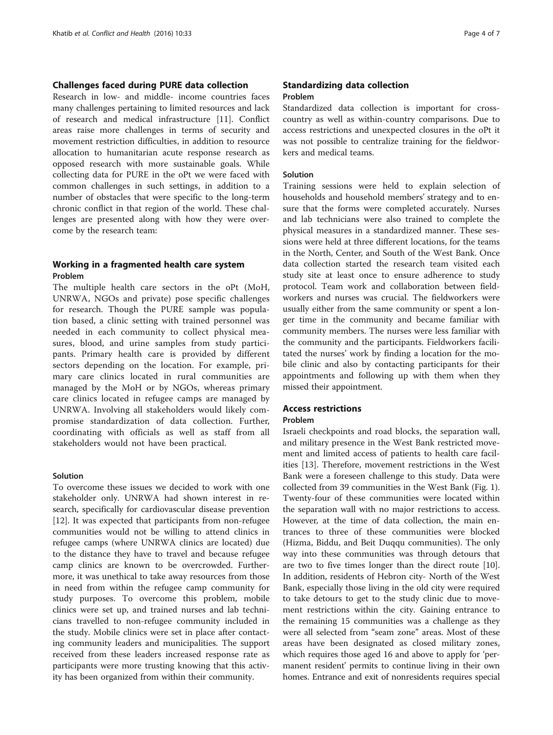## Challenges faced during PURE data collection

Research in low- and middle- income countries faces many challenges pertaining to limited resources and lack of research and medical infrastructure [11]. Conflict areas raise more challenges in terms of security and movement restriction difficulties, in addition to resource allocation to humanitarian acute response research as opposed research with more sustainable goals. While collecting data for PURE in the oPt we were faced with common challenges in such settings, in addition to a number of obstacles that were specific to the long-term chronic conflict in that region of the world. These challenges are presented along with how they were overcome by the research team:

## Working in a fragmented health care system

### Problem

The multiple health care sectors in the oPt (MoH, UNRWA, NGOs and private) pose specific challenges for research. Though the PURE sample was population based, a clinic setting with trained personnel was needed in each community to collect physical measures, blood, and urine samples from study participants. Primary health care is provided by different sectors depending on the location. For example, primary care clinics located in rural communities are managed by the MoH or by NGOs, whereas primary care clinics located in refugee camps are managed by UNRWA. Involving all stakeholders would likely compromise standardization of data collection. Further, coordinating with officials as well as staff from all stakeholders would not have been practical.

### Solution

To overcome these issues we decided to work with one stakeholder only. UNRWA had shown interest in research, specifically for cardiovascular disease prevention [12]. It was expected that participants from non-refugee communities would not be willing to attend clinics in refugee camps (where UNRWA clinics are located) due to the distance they have to travel and because refugee camp clinics are known to be overcrowded. Furthermore, it was unethical to take away resources from those in need from within the refugee camp community for study purposes. To overcome this problem, mobile clinics were set up, and trained nurses and lab technicians travelled to non-refugee community included in the study. Mobile clinics were set in place after contacting community leaders and municipalities. The support received from these leaders increased response rate as participants were more trusting knowing that this activity has been organized from within their community.

## Standardizing data collection

### Problem

Standardized data collection is important for cross-country as well as within-country comparisons. Due to access restrictions and unexpected closures in the oPt it was not possible to centralize training for the fieldworkers and medical teams.

### Solution

Training sessions were held to explain selection of households and household members' strategy and to ensure that the forms were completed accurately. Nurses and lab technicians were also trained to complete the physical measures in a standardized manner. These sessions were held at three different locations, for the teams in the North, Center, and South of the West Bank. Once data collection started the research team visited each study site at least once to ensure adherence to study protocol. Team work and collaboration between fieldworkers and nurses was crucial. The fieldworkers were usually either from the same community or spent a longer time in the community and became familiar with community members. The nurses were less familiar with the community and the participants. Fieldworkers facilitated the nurses' work by finding a location for the mobile clinic and also by contacting participants for their appointments and following up with them when they missed their appointment.

## Access restrictions

### Problem

Israeli checkpoints and road blocks, the separation wall, and military presence in the West Bank restricted movement and limited access of patients to health care facilities [13]. Therefore, movement restrictions in the West Bank were a foreseen challenge to this study. Data were collected from 39 communities in the West Bank (Fig. 1). Twenty-four of these communities were located within the separation wall with no major restrictions to access. However, at the time of data collection, the main entrances to three of these communities were blocked (Hizma, Biddu, and Beit Duqqu communities). The only way into these communities was through detours that are two to five times longer than the direct route [10]. In addition, residents of Hebron city- North of the West Bank, especially those living in the old city were required to take detours to get to the study clinic due to movement restrictions within the city. Gaining entrance to the remaining 15 communities was a challenge as they were all selected from "seam zone" areas. Most of these areas have been designated as closed military zones, which requires those aged 16 and above to apply for 'permanent resident' permits to continue living in their own homes. Entrance and exit of nonresidents requires special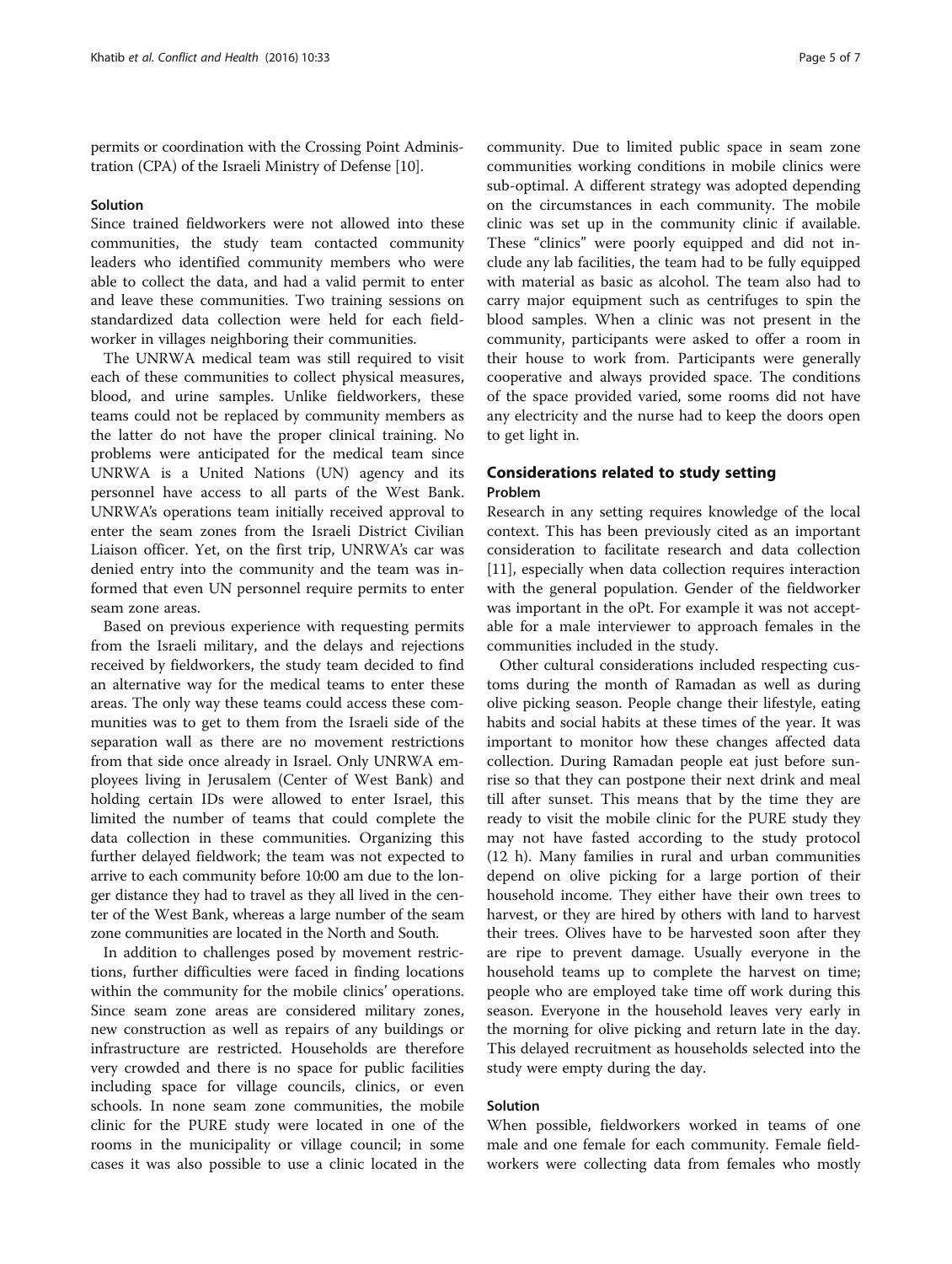permits or coordination with the Crossing Point Administration (CPA) of the Israeli Ministry of Defense [10].

#### Solution

Since trained fieldworkers were not allowed into these communities, the study team contacted community leaders who identified community members who were able to collect the data, and had a valid permit to enter and leave these communities. Two training sessions on standardized data collection were held for each fieldworker in villages neighboring their communities.

The UNRWA medical team was still required to visit each of these communities to collect physical measures, blood, and urine samples. Unlike fieldworkers, these teams could not be replaced by community members as the latter do not have the proper clinical training. No problems were anticipated for the medical team since UNRWA is a United Nations (UN) agency and its personnel have access to all parts of the West Bank. UNRWA's operations team initially received approval to enter the seam zones from the Israeli District Civilian Liaison officer. Yet, on the first trip, UNRWA's car was denied entry into the community and the team was informed that even UN personnel require permits to enter seam zone areas.

Based on previous experience with requesting permits from the Israeli military, and the delays and rejections received by fieldworkers, the study team decided to find an alternative way for the medical teams to enter these areas. The only way these teams could access these communities was to get to them from the Israeli side of the separation wall as there are no movement restrictions from that side once already in Israel. Only UNRWA employees living in Jerusalem (Center of West Bank) and holding certain IDs were allowed to enter Israel, this limited the number of teams that could complete the data collection in these communities. Organizing this further delayed fieldwork; the team was not expected to arrive to each community before 10:00 am due to the longer distance they had to travel as they all lived in the center of the West Bank, whereas a large number of the seam zone communities are located in the North and South.

In addition to challenges posed by movement restrictions, further difficulties were faced in finding locations within the community for the mobile clinics' operations. Since seam zone areas are considered military zones, new construction as well as repairs of any buildings or infrastructure are restricted. Households are therefore very crowded and there is no space for public facilities including space for village councils, clinics, or even schools. In none seam zone communities, the mobile clinic for the PURE study were located in one of the rooms in the municipality or village council; in some cases it was also possible to use a clinic located in the community. Due to limited public space in seam zone communities working conditions in mobile clinics were sub-optimal. A different strategy was adopted depending on the circumstances in each community. The mobile clinic was set up in the community clinic if available. These "clinics" were poorly equipped and did not include any lab facilities, the team had to be fully equipped with material as basic as alcohol. The team also had to carry major equipment such as centrifuges to spin the blood samples. When a clinic was not present in the community, participants were asked to offer a room in their house to work from. Participants were generally cooperative and always provided space. The conditions of the space provided varied, some rooms did not have any electricity and the nurse had to keep the doors open to get light in.

### Considerations related to study setting

#### Problem

Research in any setting requires knowledge of the local context. This has been previously cited as an important consideration to facilitate research and data collection [11], especially when data collection requires interaction with the general population. Gender of the fieldworker was important in the oPt. For example it was not acceptable for a male interviewer to approach females in the communities included in the study.

Other cultural considerations included respecting customs during the month of Ramadan as well as during olive picking season. People change their lifestyle, eating habits and social habits at these times of the year. It was important to monitor how these changes affected data collection. During Ramadan people eat just before sunrise so that they can postpone their next drink and meal till after sunset. This means that by the time they are ready to visit the mobile clinic for the PURE study they may not have fasted according to the study protocol (12 h). Many families in rural and urban communities depend on olive picking for a large portion of their household income. They either have their own trees to harvest, or they are hired by others with land to harvest their trees. Olives have to be harvested soon after they are ripe to prevent damage. Usually everyone in the household teams up to complete the harvest on time; people who are employed take time off work during this season. Everyone in the household leaves very early in the morning for olive picking and return late in the day. This delayed recruitment as households selected into the study were empty during the day.

#### Solution

When possible, fieldworkers worked in teams of one male and one female for each community. Female fieldworkers were collecting data from females who mostly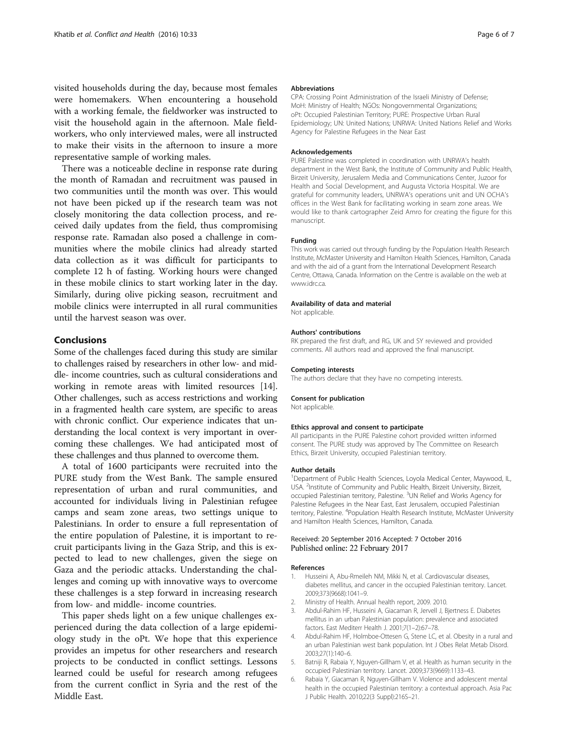visited households during the day, because most females were homemakers. When encountering a household with a working female, the fieldworker was instructed to visit the household again in the afternoon. Male fieldworkers, who only interviewed males, were all instructed to make their visits in the afternoon to insure a more representative sample of working males.

There was a noticeable decline in response rate during the month of Ramadan and recruitment was paused in two communities until the month was over. This would not have been picked up if the research team was not closely monitoring the data collection process, and received daily updates from the field, thus compromising response rate. Ramadan also posed a challenge in communities where the mobile clinics had already started data collection as it was difficult for participants to complete 12 h of fasting. Working hours were changed in these mobile clinics to start working later in the day. Similarly, during olive picking season, recruitment and mobile clinics were interrupted in all rural communities until the harvest season was over.

## Conclusions

Some of the challenges faced during this study are similar to challenges raised by researchers in other low- and middle- income countries, such as cultural considerations and working in remote areas with limited resources [14]. Other challenges, such as access restrictions and working in a fragmented health care system, are specific to areas with chronic conflict. Our experience indicates that understanding the local context is very important in overcoming these challenges. We had anticipated most of these challenges and thus planned to overcome them.

A total of 1600 participants were recruited into the PURE study from the West Bank. The sample ensured representation of urban and rural communities, and accounted for individuals living in Palestinian refugee camps and seam zone areas, two settings unique to Palestinians. In order to ensure a full representation of the entire population of Palestine, it is important to recruit participants living in the Gaza Strip, and this is expected to lead to new challenges, given the siege on Gaza and the periodic attacks. Understanding the challenges and coming up with innovative ways to overcome these challenges is a step forward in increasing research from low- and middle- income countries.

This paper sheds light on a few unique challenges experienced during the data collection of a large epidemiology study in the oPt. We hope that this experience provides an impetus for other researchers and research projects to be conducted in conflict settings. Lessons learned could be useful for research among refugees from the current conflict in Syria and the rest of the Middle East.

#### Abbreviations

CPA: Crossing Point Administration of the Israeli Ministry of Defense; MoH: Ministry of Health; NGOs: Nongovernmental Organizations; oPt: Occupied Palestinian Territory; PURE: Prospective Urban Rural Epidemiology; UN: United Nations; UNRWA: United Nations Relief and Works Agency for Palestine Refugees in the Near East

#### Acknowledgements

PURE Palestine was completed in coordination with UNRWA's health department in the West Bank, the Institute of Community and Public Health, Birzeit University, Jerusalem Media and Communications Center, Juzoor for Health and Social Development, and Augusta Victoria Hospital. We are grateful for community leaders, UNRWA's operations unit and UN OCHA's offices in the West Bank for facilitating working in seam zone areas. We would like to thank cartographer Zeid Amro for creating the figure for this manuscript.

#### Funding

This work was carried out through funding by the Population Health Research Institute, McMaster University and Hamilton Health Sciences, Hamilton, Canada and with the aid of a grant from the International Development Research Centre, Ottawa, Canada. Information on the Centre is available on the web at www.idrc.ca.

#### Availability of data and material

Not applicable.

#### Authors' contributions

RK prepared the first draft, and RG, UK and SY reviewed and provided comments. All authors read and approved the final manuscript.

#### Competing interests

The authors declare that they have no competing interests.

#### Consent for publication

Not applicable.

#### Ethics approval and consent to participate

All participants in the PURE Palestine cohort provided written informed consent. The PURE study was approved by The Committee on Research Ethics, Birzeit University, occupied Palestinian territory.

#### Author details

[1]Department of Public Health Sciences, Loyola Medical Center, Maywood, IL, USA. [2]Institute of Community and Public Health, Birzeit University, Birzeit, occupied Palestinian territory, Palestine. [3]UN Relief and Works Agency for Palestine Refugees in the Near East, East Jerusalem, occupied Palestinian territory, Palestine. [4]Population Health Research Institute, McMaster University and Hamilton Health Sciences, Hamilton, Canada.

Received: 20 September 2016 Accepted: 7 October 2016
Published online: 22 February 2017

#### References

1. Husseini A, Abu-Rmeileh NM, Mikki N, et al. Cardiovascular diseases, diabetes mellitus, and cancer in the occupied Palestinian territory. Lancet. 2009;373(9668):1041–9.
2. Ministry of Health. Annual health report, 2009. 2010.
3. Abdul-Rahim HF, Husseini A, Giacaman R, Jervell J, Bjertness E. Diabetes mellitus in an urban Palestinian population: prevalence and associated factors. East Mediterr Health J. 2001;7(1–2):67–78.
4. Abdul-Rahim HF, Holmboe-Ottesen G, Stene LC, et al. Obesity in a rural and an urban Palestinian west bank population. Int J Obes Relat Metab Disord. 2003;27(1):140–6.
5. Batniji R, Rabaia Y, Nguyen-Gillham V, et al. Health as human security in the occupied Palestinian territory. Lancet. 2009;373(9669):1133–43.
6. Rabaia Y, Giacaman R, Nguyen-Gillham V. Violence and adolescent mental health in the occupied Palestinian territory: a contextual approach. Asia Pac J Public Health. 2010;22(3 Suppl):216S–21.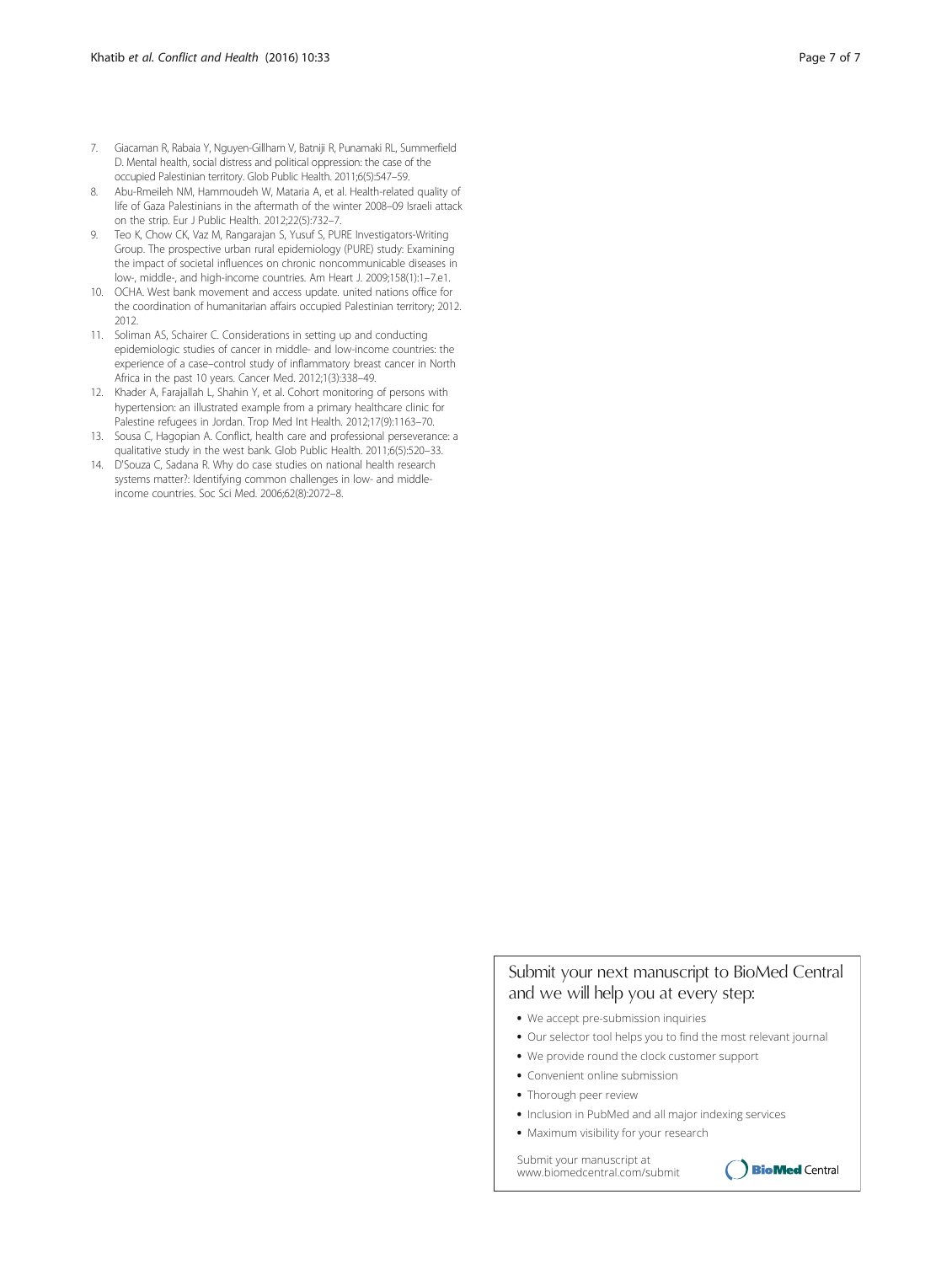7. Giacaman R, Rabaia Y, Nguyen-Gillham V, Batniji R, Punamaki RL, Summerfield D. Mental health, social distress and political oppression: the case of the occupied Palestinian territory. Glob Public Health. 2011;6(5):547–59.
8. Abu-Rmeileh NM, Hammoudeh W, Mataria A, et al. Health-related quality of life of Gaza Palestinians in the aftermath of the winter 2008–09 Israeli attack on the strip. Eur J Public Health. 2012;22(5):732–7.
9. Teo K, Chow CK, Vaz M, Rangarajan S, Yusuf S, PURE Investigators-Writing Group. The prospective urban rural epidemiology (PURE) study: Examining the impact of societal influences on chronic noncommunicable diseases in low-, middle-, and high-income countries. Am Heart J. 2009;158(1):1–7.e1.
10. OCHA. West bank movement and access update. united nations office for the coordination of humanitarian affairs occupied Palestinian territory; 2012. 2012.
11. Soliman AS, Schairer C. Considerations in setting up and conducting epidemiologic studies of cancer in middle- and low-income countries: the experience of a case–control study of inflammatory breast cancer in North Africa in the past 10 years. Cancer Med. 2012;1(3):338–49.
12. Khader A, Farajallah L, Shahin Y, et al. Cohort monitoring of persons with hypertension: an illustrated example from a primary healthcare clinic for Palestine refugees in Jordan. Trop Med Int Health. 2012;17(9):1163–70.
13. Sousa C, Hagopian A. Conflict, health care and professional perseverance: a qualitative study in the west bank. Glob Public Health. 2011;6(5):520–33.
14. D'Souza C, Sadana R. Why do case studies on national health research systems matter?: Identifying common challenges in low- and middle-income countries. Soc Sci Med. 2006;62(8):2072–8.

Submit your next manuscript to BioMed Central and we will help you at every step:

- We accept pre-submission inquiries
- Our selector tool helps you to find the most relevant journal
- We provide round the clock customer support
- Convenient online submission
- Thorough peer review
- Inclusion in PubMed and all major indexing services
- Maximum visibility for your research

Submit your manuscript at
www.biomedcentral.com/submit

BioMed Central